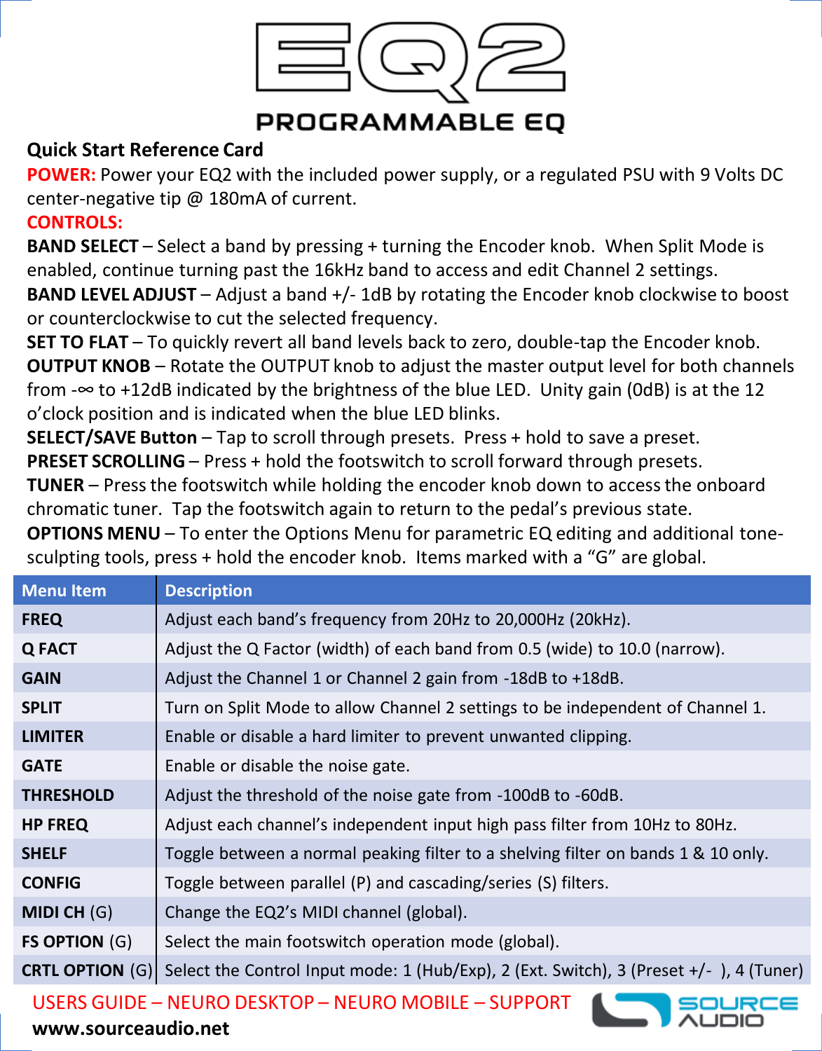# EQ2

## PROGRAMMABLE EQ

### Quick Start Reference Card

**POWER:** Power your EQ2 with the included power supply, or a regulated PSU with 9 Volts DC center-negative tip @ 180mA of current.

**CONTROLS:**

**BAND SELECT** – Select a band by pressing + turning the Encoder knob. When Split Mode is enabled, continue turning past the 16kHz band to access and edit Channel 2 settings.

**BAND LEVEL ADJUST** – Adjust a band +/- 1dB by rotating the Encoder knob clockwise to boost or counterclockwise to cut the selected frequency.

**SET TO FLAT** – To quickly revert all band levels back to zero, double-tap the Encoder knob.

**OUTPUT KNOB** – Rotate the OUTPUT knob to adjust the master output level for both channels from -∞ to +12dB indicated by the brightness of the blue LED. Unity gain (0dB) is at the 12 o'clock position and is indicated when the blue LED blinks.

**SELECT/SAVE Button** – Tap to scroll through presets. Press + hold to save a preset.

**PRESET SCROLLING** – Press + hold the footswitch to scroll forward through presets.

**TUNER** – Press the footswitch while holding the encoder knob down to access the onboard chromatic tuner. Tap the footswitch again to return to the pedal's previous state.

**OPTIONS MENU** – To enter the Options Menu for parametric EQ editing and additional tone-sculpting tools, press + hold the encoder knob. Items marked with a "G" are global.

| Menu Item | Description |
| --- | --- |
| **FREQ** | Adjust each band's frequency from 20Hz to 20,000Hz (20kHz). |
| **Q FACT** | Adjust the Q Factor (width) of each band from 0.5 (wide) to 10.0 (narrow). |
| **GAIN** | Adjust the Channel 1 or Channel 2 gain from -18dB to +18dB. |
| **SPLIT** | Turn on Split Mode to allow Channel 2 settings to be independent of Channel 1. |
| **LIMITER** | Enable or disable a hard limiter to prevent unwanted clipping. |
| **GATE** | Enable or disable the noise gate. |
| **THRESHOLD** | Adjust the threshold of the noise gate from -100dB to -60dB. |
| **HP FREQ** | Adjust each channel's independent input high pass filter from 10Hz to 80Hz. |
| **SHELF** | Toggle between a normal peaking filter to a shelving filter on bands 1 & 10 only. |
| **CONFIG** | Toggle between parallel (P) and cascading/series (S) filters. |
| **MIDI CH** (G) | Change the EQ2's MIDI channel (global). |
| **FS OPTION** (G) | Select the main footswitch operation mode (global). |
| **CRTL OPTION** (G) | Select the Control Input mode: 1 (Hub/Exp), 2 (Ext. Switch), 3 (Preset +/- ), 4 (Tuner) |

USERS GUIDE – NEURO DESKTOP – NEURO MOBILE – SUPPORT

**www.sourceaudio.net**

SOURCE AUDIO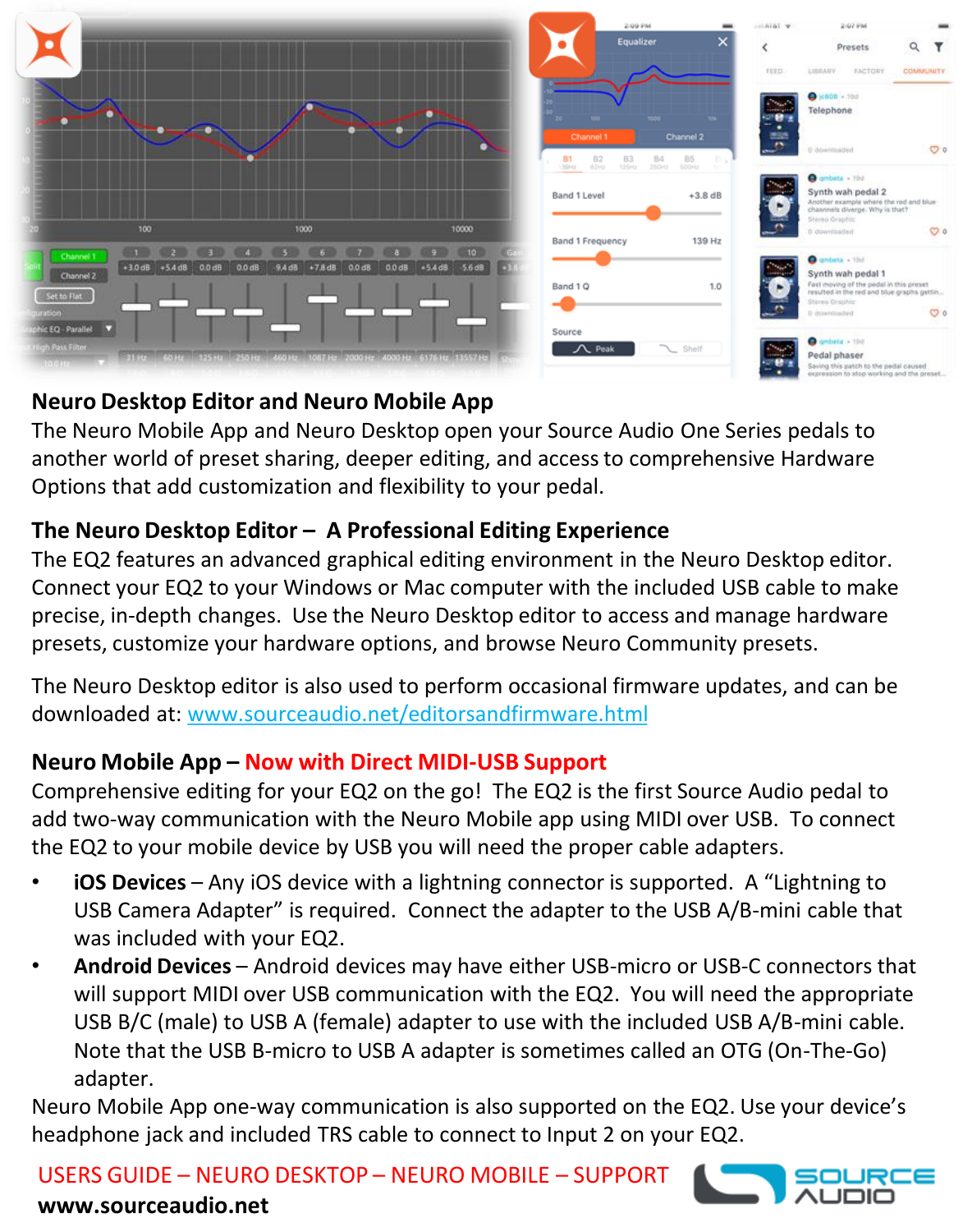**Neuro Desktop Editor and Neuro Mobile App**

The Neuro Mobile App and Neuro Desktop open your Source Audio One Series pedals to another world of preset sharing, deeper editing, and access to comprehensive Hardware Options that add customization and flexibility to your pedal.

**The Neuro Desktop Editor – A Professional Editing Experience**

The EQ2 features an advanced graphical editing environment in the Neuro Desktop editor. Connect your EQ2 to your Windows or Mac computer with the included USB cable to make precise, in-depth changes. Use the Neuro Desktop editor to access and manage hardware presets, customize your hardware options, and browse Neuro Community presets.

The Neuro Desktop editor is also used to perform occasional firmware updates, and can be downloaded at: www.sourceaudio.net/editorsandfirmware.html

**Neuro Mobile App – Now with Direct MIDI-USB Support**

Comprehensive editing for your EQ2 on the go! The EQ2 is the first Source Audio pedal to add two-way communication with the Neuro Mobile app using MIDI over USB. To connect the EQ2 to your mobile device by USB you will need the proper cable adapters.

- **iOS Devices** – Any iOS device with a lightning connector is supported. A "Lightning to USB Camera Adapter" is required. Connect the adapter to the USB A/B-mini cable that was included with your EQ2.
- **Android Devices** – Android devices may have either USB-micro or USB-C connectors that will support MIDI over USB communication with the EQ2. You will need the appropriate USB B/C (male) to USB A (female) adapter to use with the included USB A/B-mini cable. Note that the USB B-micro to USB A adapter is sometimes called an OTG (On-The-Go) adapter.

Neuro Mobile App one-way communication is also supported on the EQ2. Use your device's headphone jack and included TRS cable to connect to Input 2 on your EQ2.

USERS GUIDE – NEURO DESKTOP – NEURO MOBILE – SUPPORT

**www.sourceaudio.net**